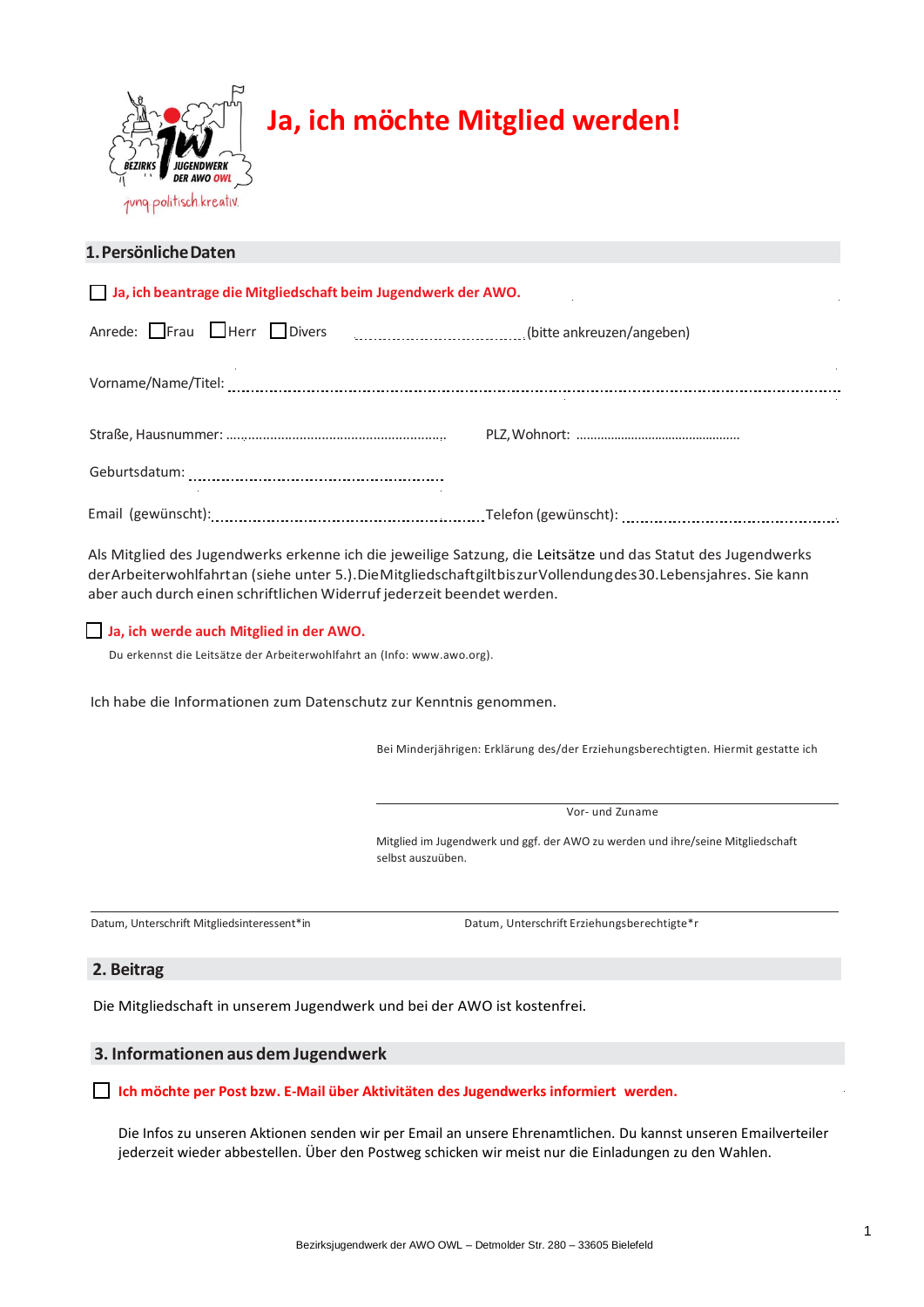# Ja, ich möchte Mitglied werden!

## 1. Persönliche Daten

☐ **Ja, ich beantrage die Mitgliedschaft beim Jugendwerk der AWO.**

Anrede: ☐ Frau ☐ Herr ☐ Divers ................................ (bitte ankreuzen/angeben)

Vorname/Name/Titel: ..............................................................................................................

Straße, Hausnummer: ........................................................ PLZ, Wohnort: ..............................................

Geburtsdatum: ........................................................

Email (gewünscht): ........................................................ Telefon (gewünscht): ..............................................

Als Mitglied des Jugendwerks erkenne ich die jeweilige Satzung, die Leitsätze und das Statut des Jugendwerks der Arbeiterwohlfahrt an (siehe unter 5.). Die Mitgliedschaft gilt bis zur Vollendung des 30. Lebensjahres. Sie kann aber auch durch einen schriftlichen Widerruf jederzeit beendet werden.

☐ **Ja, ich werde auch Mitglied in der AWO.**

Du erkennst die Leitsätze der Arbeiterwohlfahrt an (Info: www.awo.org).

Ich habe die Informationen zum Datenschutz zur Kenntnis genommen.

Bei Minderjährigen: Erklärung des/der Erziehungsberechtigten. Hiermit gestatte ich

______________________________________
Vor- und Zuname

Mitglied im Jugendwerk und ggf. der AWO zu werden und ihre/seine Mitgliedschaft selbst auszuüben.

______________________________________ ______________________________________
Datum, Unterschrift Mitgliedsinteressent*in Datum, Unterschrift Erziehungsberechtigte*r

## 2. Beitrag

Die Mitgliedschaft in unserem Jugendwerk und bei der AWO ist kostenfrei.

## 3. Informationen aus dem Jugendwerk

☐ **Ich möchte per Post bzw. E-Mail über Aktivitäten des Jugendwerks informiert werden.**

Die Infos zu unseren Aktionen senden wir per Email an unsere Ehrenamtlichen. Du kannst unseren Emailverteiler jederzeit wieder abbestellen. Über den Postweg schicken wir meist nur die Einladungen zu den Wahlen.

Bezirksjugendwerk der AWO OWL – Detmolder Str. 280 – 33605 Bielefeld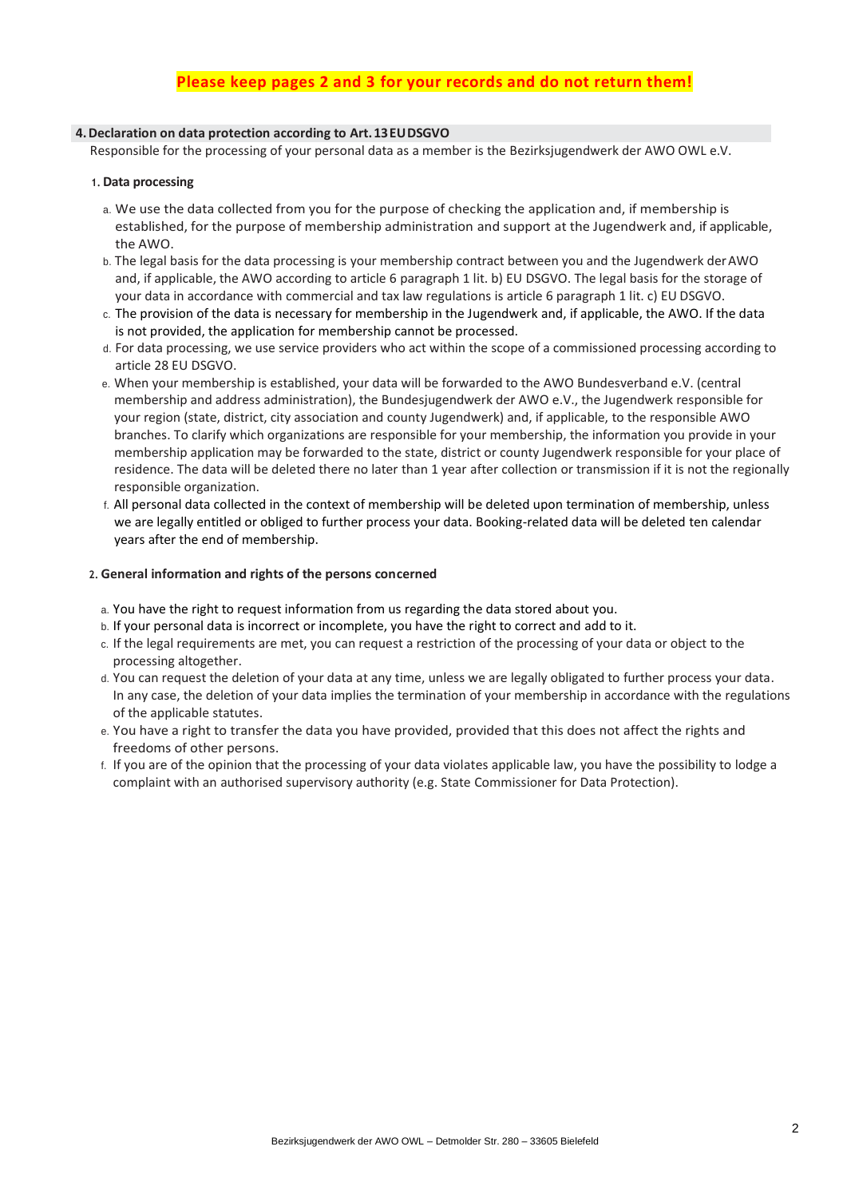**Please keep pages 2 and 3 for your records and do not return them!**

## 4. Declaration on data protection according to Art. 13 EU DSGVO

Responsible for the processing of your personal data as a member is the Bezirksjugendwerk der AWO OWL e.V.

### 1. Data processing

a. We use the data collected from you for the purpose of checking the application and, if membership is established, for the purpose of membership administration and support at the Jugendwerk and, if applicable, the AWO.

b. The legal basis for the data processing is your membership contract between you and the Jugendwerk der AWO and, if applicable, the AWO according to article 6 paragraph 1 lit. b) EU DSGVO. The legal basis for the storage of your data in accordance with commercial and tax law regulations is article 6 paragraph 1 lit. c) EU DSGVO.

c. The provision of the data is necessary for membership in the Jugendwerk and, if applicable, the AWO. If the data is not provided, the application for membership cannot be processed.

d. For data processing, we use service providers who act within the scope of a commissioned processing according to article 28 EU DSGVO.

e. When your membership is established, your data will be forwarded to the AWO Bundesverband e.V. (central membership and address administration), the Bundesjugendwerk der AWO e.V., the Jugendwerk responsible for your region (state, district, city association and county Jugendwerk) and, if applicable, to the responsible AWO branches. To clarify which organizations are responsible for your membership, the information you provide in your membership application may be forwarded to the state, district or county Jugendwerk responsible for your place of residence. The data will be deleted there no later than 1 year after collection or transmission if it is not the regionally responsible organization.

f. All personal data collected in the context of membership will be deleted upon termination of membership, unless we are legally entitled or obliged to further process your data. Booking-related data will be deleted ten calendar years after the end of membership.

### 2. General information and rights of the persons concerned

a. You have the right to request information from us regarding the data stored about you.

b. If your personal data is incorrect or incomplete, you have the right to correct and add to it.

c. If the legal requirements are met, you can request a restriction of the processing of your data or object to the processing altogether.

d. You can request the deletion of your data at any time, unless we are legally obligated to further process your data. In any case, the deletion of your data implies the termination of your membership in accordance with the regulations of the applicable statutes.

e. You have a right to transfer the data you have provided, provided that this does not affect the rights and freedoms of other persons.

f. If you are of the opinion that the processing of your data violates applicable law, you have the possibility to lodge a complaint with an authorised supervisory authority (e.g. State Commissioner for Data Protection).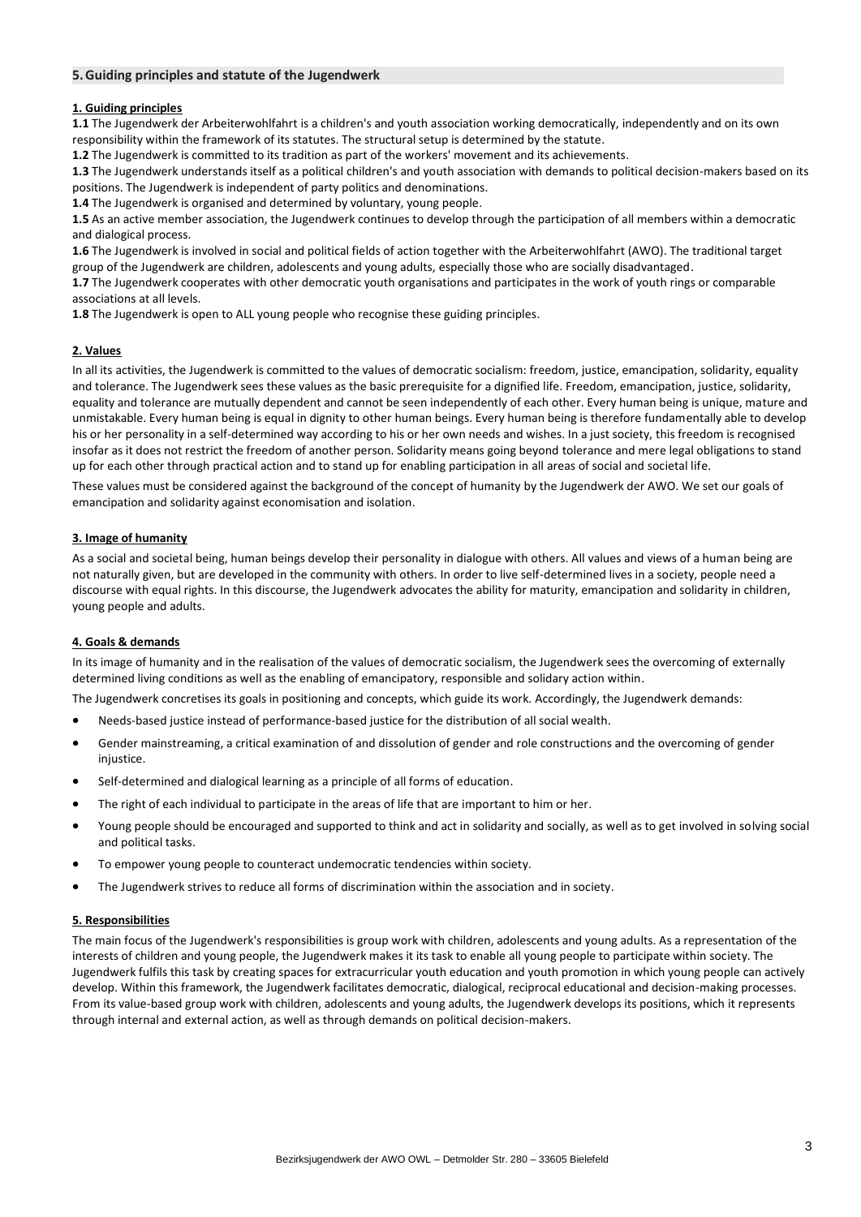## 5. Guiding principles and statute of the Jugendwerk

### 1. Guiding principles

**1.1** The Jugendwerk der Arbeiterwohlfahrt is a children's and youth association working democratically, independently and on its own responsibility within the framework of its statutes. The structural setup is determined by the statute.

**1.2** The Jugendwerk is committed to its tradition as part of the workers' movement and its achievements.

**1.3** The Jugendwerk understands itself as a political children's and youth association with demands to political decision-makers based on its positions. The Jugendwerk is independent of party politics and denominations.

**1.4** The Jugendwerk is organised and determined by voluntary, young people.

**1.5** As an active member association, the Jugendwerk continues to develop through the participation of all members within a democratic and dialogical process.

**1.6** The Jugendwerk is involved in social and political fields of action together with the Arbeiterwohlfahrt (AWO). The traditional target group of the Jugendwerk are children, adolescents and young adults, especially those who are socially disadvantaged.

**1.7** The Jugendwerk cooperates with other democratic youth organisations and participates in the work of youth rings or comparable associations at all levels.

**1.8** The Jugendwerk is open to ALL young people who recognise these guiding principles.

### 2. Values

In all its activities, the Jugendwerk is committed to the values of democratic socialism: freedom, justice, emancipation, solidarity, equality and tolerance. The Jugendwerk sees these values as the basic prerequisite for a dignified life. Freedom, emancipation, justice, solidarity, equality and tolerance are mutually dependent and cannot be seen independently of each other. Every human being is unique, mature and unmistakable. Every human being is equal in dignity to other human beings. Every human being is therefore fundamentally able to develop his or her personality in a self-determined way according to his or her own needs and wishes. In a just society, this freedom is recognised insofar as it does not restrict the freedom of another person. Solidarity means going beyond tolerance and mere legal obligations to stand up for each other through practical action and to stand up for enabling participation in all areas of social and societal life.

These values must be considered against the background of the concept of humanity by the Jugendwerk der AWO. We set our goals of emancipation and solidarity against economisation and isolation.

### 3. Image of humanity

As a social and societal being, human beings develop their personality in dialogue with others. All values and views of a human being are not naturally given, but are developed in the community with others. In order to live self-determined lives in a society, people need a discourse with equal rights. In this discourse, the Jugendwerk advocates the ability for maturity, emancipation and solidarity in children, young people and adults.

### 4. Goals & demands

In its image of humanity and in the realisation of the values of democratic socialism, the Jugendwerk sees the overcoming of externally determined living conditions as well as the enabling of emancipatory, responsible and solidary action within.

The Jugendwerk concretises its goals in positioning and concepts, which guide its work. Accordingly, the Jugendwerk demands:

- Needs-based justice instead of performance-based justice for the distribution of all social wealth.
- Gender mainstreaming, a critical examination of and dissolution of gender and role constructions and the overcoming of gender injustice.
- Self-determined and dialogical learning as a principle of all forms of education.
- The right of each individual to participate in the areas of life that are important to him or her.
- Young people should be encouraged and supported to think and act in solidarity and socially, as well as to get involved in solving social and political tasks.
- To empower young people to counteract undemocratic tendencies within society.
- The Jugendwerk strives to reduce all forms of discrimination within the association and in society.

### 5. Responsibilities

The main focus of the Jugendwerk's responsibilities is group work with children, adolescents and young adults. As a representation of the interests of children and young people, the Jugendwerk makes it its task to enable all young people to participate within society. The Jugendwerk fulfils this task by creating spaces for extracurricular youth education and youth promotion in which young people can actively develop. Within this framework, the Jugendwerk facilitates democratic, dialogical, reciprocal educational and decision-making processes. From its value-based group work with children, adolescents and young adults, the Jugendwerk develops its positions, which it represents through internal and external action, as well as through demands on political decision-makers.